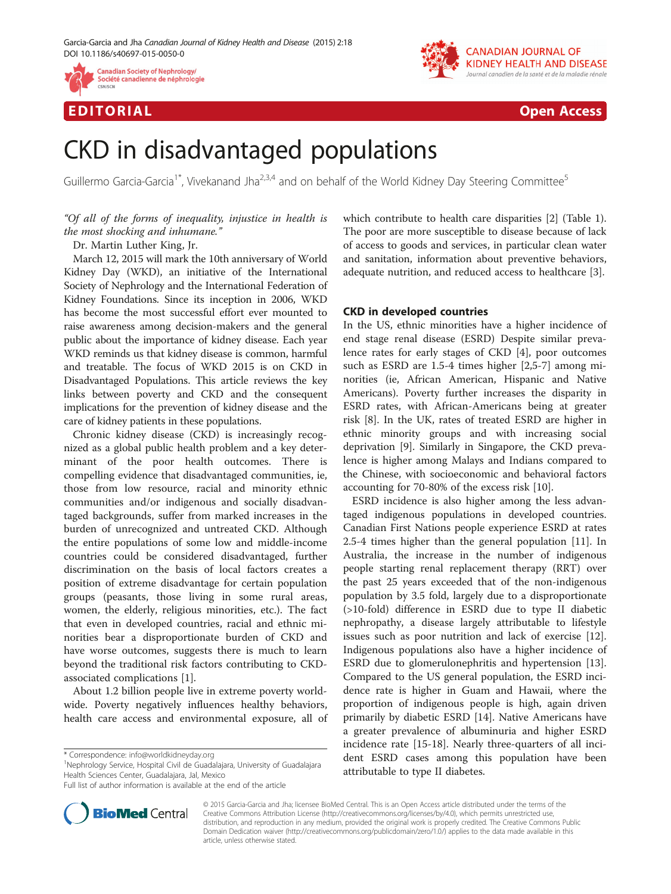EDITORIAL

Open Access

# CKD in disadvantaged populations

Guillermo Garcia-Garcia[1*], Vivekanand Jha[2,3,4] and on behalf of the World Kidney Day Steering Committee[5]

*"Of all of the forms of inequality, injustice in health is the most shocking and inhumane."*

Dr. Martin Luther King, Jr.

March 12, 2015 will mark the 10th anniversary of World Kidney Day (WKD), an initiative of the International Society of Nephrology and the International Federation of Kidney Foundations. Since its inception in 2006, WKD has become the most successful effort ever mounted to raise awareness among decision-makers and the general public about the importance of kidney disease. Each year WKD reminds us that kidney disease is common, harmful and treatable. The focus of WKD 2015 is on CKD in Disadvantaged Populations. This article reviews the key links between poverty and CKD and the consequent implications for the prevention of kidney disease and the care of kidney patients in these populations.

Chronic kidney disease (CKD) is increasingly recognized as a global public health problem and a key determinant of the poor health outcomes. There is compelling evidence that disadvantaged communities, ie, those from low resource, racial and minority ethnic communities and/or indigenous and socially disadvantaged backgrounds, suffer from marked increases in the burden of unrecognized and untreated CKD. Although the entire populations of some low and middle-income countries could be considered disadvantaged, further discrimination on the basis of local factors creates a position of extreme disadvantage for certain population groups (peasants, those living in some rural areas, women, the elderly, religious minorities, etc.). The fact that even in developed countries, racial and ethnic minorities bear a disproportionate burden of CKD and have worse outcomes, suggests there is much to learn beyond the traditional risk factors contributing to CKD-associated complications [1].

About 1.2 billion people live in extreme poverty worldwide. Poverty negatively influences healthy behaviors, health care access and environmental exposure, all of which contribute to health care disparities [2] (Table 1). The poor are more susceptible to disease because of lack of access to goods and services, in particular clean water and sanitation, information about preventive behaviors, adequate nutrition, and reduced access to healthcare [3].

## CKD in developed countries

In the US, ethnic minorities have a higher incidence of end stage renal disease (ESRD) Despite similar prevalence rates for early stages of CKD [4], poor outcomes such as ESRD are 1.5-4 times higher [2,5-7] among minorities (ie, African American, Hispanic and Native Americans). Poverty further increases the disparity in ESRD rates, with African-Americans being at greater risk [8]. In the UK, rates of treated ESRD are higher in ethnic minority groups and with increasing social deprivation [9]. Similarly in Singapore, the CKD prevalence is higher among Malays and Indians compared to the Chinese, with socioeconomic and behavioral factors accounting for 70-80% of the excess risk [10].

ESRD incidence is also higher among the less advantaged indigenous populations in developed countries. Canadian First Nations people experience ESRD at rates 2.5-4 times higher than the general population [11]. In Australia, the increase in the number of indigenous people starting renal replacement therapy (RRT) over the past 25 years exceeded that of the non-indigenous population by 3.5 fold, largely due to a disproportionate (>10-fold) difference in ESRD due to type II diabetic nephropathy, a disease largely attributable to lifestyle issues such as poor nutrition and lack of exercise [12]. Indigenous populations also have a higher incidence of ESRD due to glomerulonephritis and hypertension [13]. Compared to the US general population, the ESRD incidence rate is higher in Guam and Hawaii, where the proportion of indigenous people is high, again driven primarily by diabetic ESRD [14]. Native Americans have a greater prevalence of albuminuria and higher ESRD incidence rate [15-18]. Nearly three-quarters of all incident ESRD cases among this population have been attributable to type II diabetes.

\* Correspondence: info@worldkidneyday.org

[1]Nephrology Service, Hospital Civil de Guadalajara, University of Guadalajara Health Sciences Center, Guadalajara, Jal, Mexico

Full list of author information is available at the end of the article

© 2015 Garcia-Garcia and Jha; licensee BioMed Central. This is an Open Access article distributed under the terms of the Creative Commons Attribution License (http://creativecommons.org/licenses/by/4.0), which permits unrestricted use, distribution, and reproduction in any medium, provided the original work is properly credited. The Creative Commons Public Domain Dedication waiver (http://creativecommons.org/publicdomain/zero/1.0/) applies to the data made available in this article, unless otherwise stated.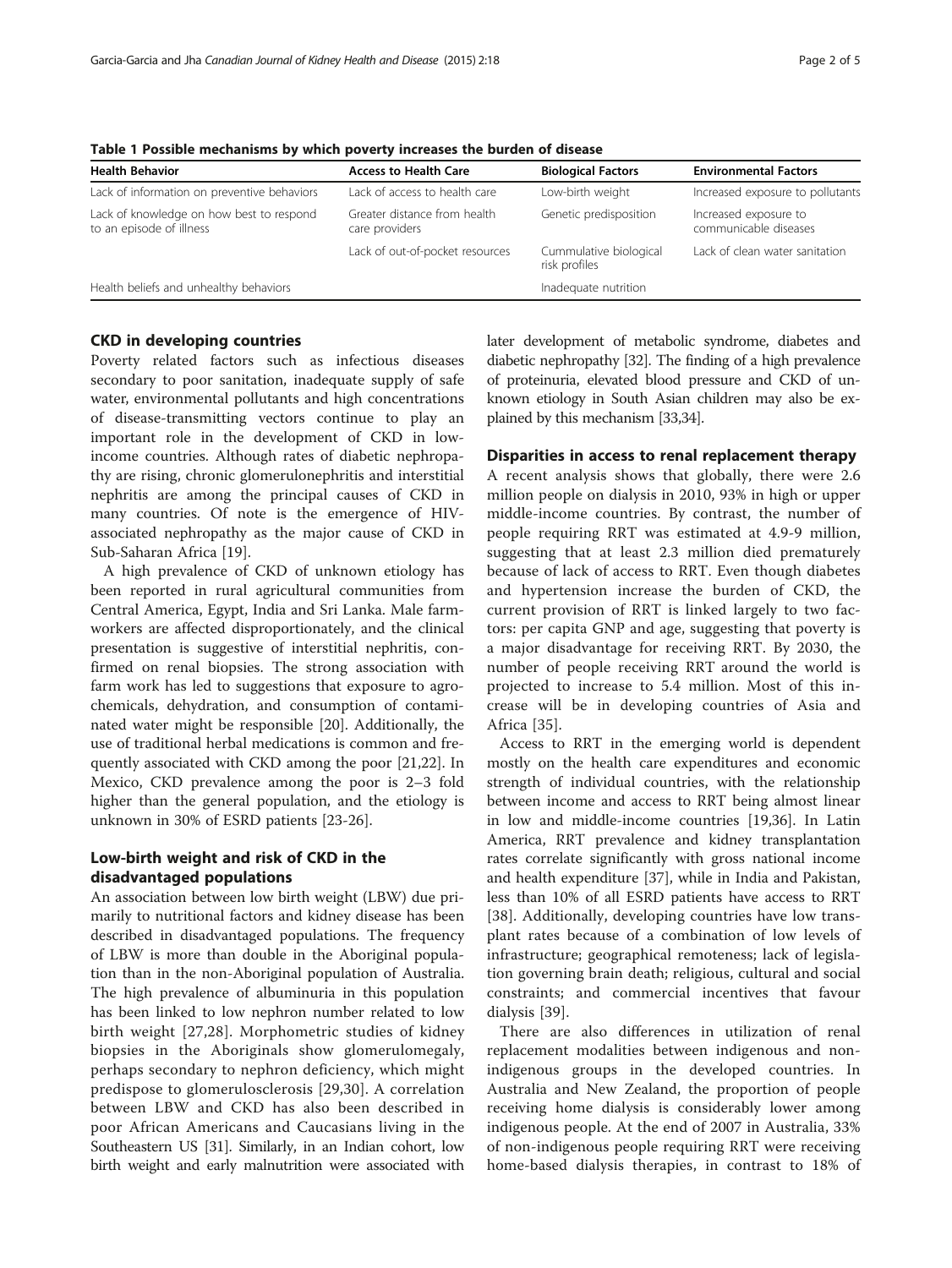**Table 1 Possible mechanisms by which poverty increases the burden of disease**

| Health Behavior | Access to Health Care | Biological Factors | Environmental Factors |
| --- | --- | --- | --- |
| Lack of information on preventive behaviors | Lack of access to health care | Low-birth weight | Increased exposure to pollutants |
| Lack of knowledge on how best to respond to an episode of illness | Greater distance from health care providers | Genetic predisposition | Increased exposure to communicable diseases |
| | Lack of out-of-pocket resources | Cummulative biological risk profiles | Lack of clean water sanitation |
| Health beliefs and unhealthy behaviors | | Inadequate nutrition | |

## CKD in developing countries

Poverty related factors such as infectious diseases secondary to poor sanitation, inadequate supply of safe water, environmental pollutants and high concentrations of disease-transmitting vectors continue to play an important role in the development of CKD in low-income countries. Although rates of diabetic nephropathy are rising, chronic glomerulonephritis and interstitial nephritis are among the principal causes of CKD in many countries. Of note is the emergence of HIV-associated nephropathy as the major cause of CKD in Sub-Saharan Africa [19].

A high prevalence of CKD of unknown etiology has been reported in rural agricultural communities from Central America, Egypt, India and Sri Lanka. Male farmworkers are affected disproportionately, and the clinical presentation is suggestive of interstitial nephritis, confirmed on renal biopsies. The strong association with farm work has led to suggestions that exposure to agrochemicals, dehydration, and consumption of contaminated water might be responsible [20]. Additionally, the use of traditional herbal medications is common and frequently associated with CKD among the poor [21,22]. In Mexico, CKD prevalence among the poor is 2–3 fold higher than the general population, and the etiology is unknown in 30% of ESRD patients [23-26].

## Low-birth weight and risk of CKD in the disadvantaged populations

An association between low birth weight (LBW) due primarily to nutritional factors and kidney disease has been described in disadvantaged populations. The frequency of LBW is more than double in the Aboriginal population than in the non-Aboriginal population of Australia. The high prevalence of albuminuria in this population has been linked to low nephron number related to low birth weight [27,28]. Morphometric studies of kidney biopsies in the Aboriginals show glomerulomegaly, perhaps secondary to nephron deficiency, which might predispose to glomerulosclerosis [29,30]. A correlation between LBW and CKD has also been described in poor African Americans and Caucasians living in the Southeastern US [31]. Similarly, in an Indian cohort, low birth weight and early malnutrition were associated with later development of metabolic syndrome, diabetes and diabetic nephropathy [32]. The finding of a high prevalence of proteinuria, elevated blood pressure and CKD of unknown etiology in South Asian children may also be explained by this mechanism [33,34].

## Disparities in access to renal replacement therapy

A recent analysis shows that globally, there were 2.6 million people on dialysis in 2010, 93% in high or upper middle-income countries. By contrast, the number of people requiring RRT was estimated at 4.9-9 million, suggesting that at least 2.3 million died prematurely because of lack of access to RRT. Even though diabetes and hypertension increase the burden of CKD, the current provision of RRT is linked largely to two factors: per capita GNP and age, suggesting that poverty is a major disadvantage for receiving RRT. By 2030, the number of people receiving RRT around the world is projected to increase to 5.4 million. Most of this increase will be in developing countries of Asia and Africa [35].

Access to RRT in the emerging world is dependent mostly on the health care expenditures and economic strength of individual countries, with the relationship between income and access to RRT being almost linear in low and middle-income countries [19,36]. In Latin America, RRT prevalence and kidney transplantation rates correlate significantly with gross national income and health expenditure [37], while in India and Pakistan, less than 10% of all ESRD patients have access to RRT [38]. Additionally, developing countries have low transplant rates because of a combination of low levels of infrastructure; geographical remoteness; lack of legislation governing brain death; religious, cultural and social constraints; and commercial incentives that favour dialysis [39].

There are also differences in utilization of renal replacement modalities between indigenous and non-indigenous groups in the developed countries. In Australia and New Zealand, the proportion of people receiving home dialysis is considerably lower among indigenous people. At the end of 2007 in Australia, 33% of non-indigenous people requiring RRT were receiving home-based dialysis therapies, in contrast to 18% of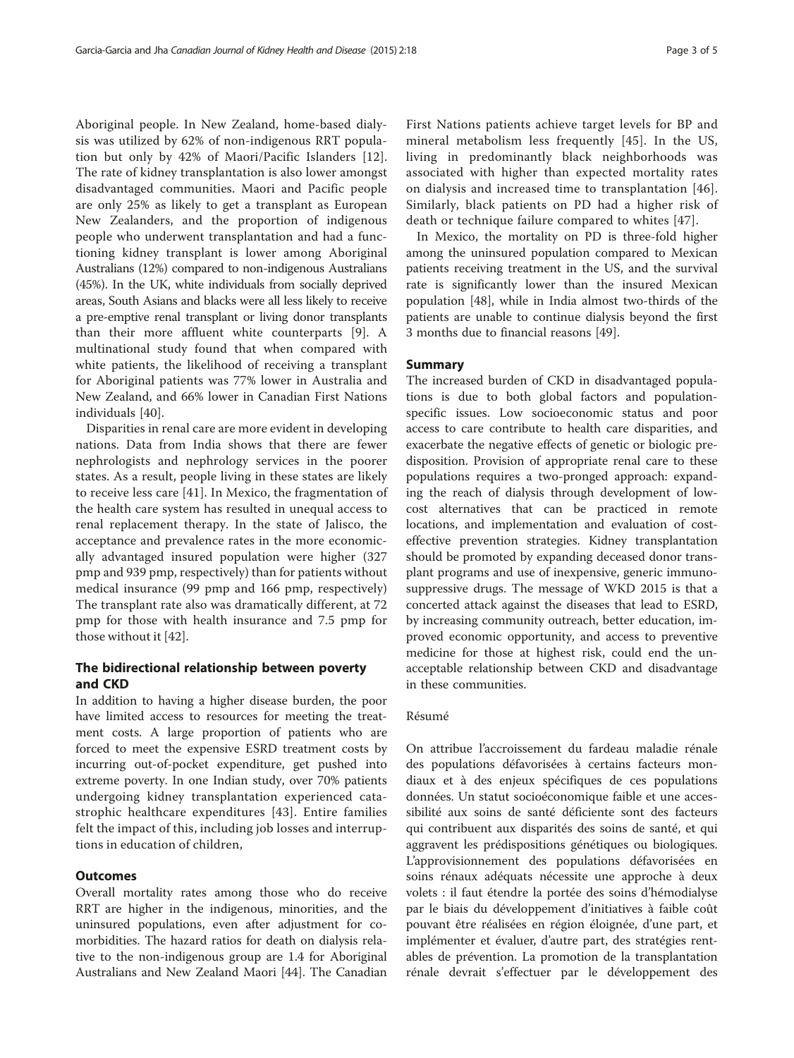Aboriginal people. In New Zealand, home-based dialysis was utilized by 62% of non-indigenous RRT population but only by 42% of Maori/Pacific Islanders [12]. The rate of kidney transplantation is also lower amongst disadvantaged communities. Maori and Pacific people are only 25% as likely to get a transplant as European New Zealanders, and the proportion of indigenous people who underwent transplantation and had a functioning kidney transplant is lower among Aboriginal Australians (12%) compared to non-indigenous Australians (45%). In the UK, white individuals from socially deprived areas, South Asians and blacks were all less likely to receive a pre-emptive renal transplant or living donor transplants than their more affluent white counterparts [9]. A multinational study found that when compared with white patients, the likelihood of receiving a transplant for Aboriginal patients was 77% lower in Australia and New Zealand, and 66% lower in Canadian First Nations individuals [40].

Disparities in renal care are more evident in developing nations. Data from India shows that there are fewer nephrologists and nephrology services in the poorer states. As a result, people living in these states are likely to receive less care [41]. In Mexico, the fragmentation of the health care system has resulted in unequal access to renal replacement therapy. In the state of Jalisco, the acceptance and prevalence rates in the more economically advantaged insured population were higher (327 pmp and 939 pmp, respectively) than for patients without medical insurance (99 pmp and 166 pmp, respectively) The transplant rate also was dramatically different, at 72 pmp for those with health insurance and 7.5 pmp for those without it [42].

## The bidirectional relationship between poverty and CKD

In addition to having a higher disease burden, the poor have limited access to resources for meeting the treatment costs. A large proportion of patients who are forced to meet the expensive ESRD treatment costs by incurring out-of-pocket expenditure, get pushed into extreme poverty. In one Indian study, over 70% patients undergoing kidney transplantation experienced catastrophic healthcare expenditures [43]. Entire families felt the impact of this, including job losses and interruptions in education of children,

## Outcomes

Overall mortality rates among those who do receive RRT are higher in the indigenous, minorities, and the uninsured populations, even after adjustment for comorbidities. The hazard ratios for death on dialysis relative to the non-indigenous group are 1.4 for Aboriginal Australians and New Zealand Maori [44]. The Canadian First Nations patients achieve target levels for BP and mineral metabolism less frequently [45]. In the US, living in predominantly black neighborhoods was associated with higher than expected mortality rates on dialysis and increased time to transplantation [46]. Similarly, black patients on PD had a higher risk of death or technique failure compared to whites [47].

In Mexico, the mortality on PD is three-fold higher among the uninsured population compared to Mexican patients receiving treatment in the US, and the survival rate is significantly lower than the insured Mexican population [48], while in India almost two-thirds of the patients are unable to continue dialysis beyond the first 3 months due to financial reasons [49].

## Summary

The increased burden of CKD in disadvantaged populations is due to both global factors and population-specific issues. Low socioeconomic status and poor access to care contribute to health care disparities, and exacerbate the negative effects of genetic or biologic predisposition. Provision of appropriate renal care to these populations requires a two-pronged approach: expanding the reach of dialysis through development of low-cost alternatives that can be practiced in remote locations, and implementation and evaluation of cost-effective prevention strategies. Kidney transplantation should be promoted by expanding deceased donor transplant programs and use of inexpensive, generic immunosuppressive drugs. The message of WKD 2015 is that a concerted attack against the diseases that lead to ESRD, by increasing community outreach, better education, improved economic opportunity, and access to preventive medicine for those at highest risk, could end the unacceptable relationship between CKD and disadvantage in these communities.

Résumé

On attribue l'accroissement du fardeau maladie rénale des populations défavorisées à certains facteurs mondiaux et à des enjeux spécifiques de ces populations données. Un statut socioéconomique faible et une accessibilité aux soins de santé déficiente sont des facteurs qui contribuent aux disparités des soins de santé, et qui aggravent les prédispositions génétiques ou biologiques. L'approvisionnement des populations défavorisées en soins rénaux adéquats nécessite une approche à deux volets : il faut étendre la portée des soins d'hémodialyse par le biais du développement d'initiatives à faible coût pouvant être réalisées en région éloignée, d'une part, et implémenter et évaluer, d'autre part, des stratégies rentables de prévention. La promotion de la transplantation rénale devrait s'effectuer par le développement des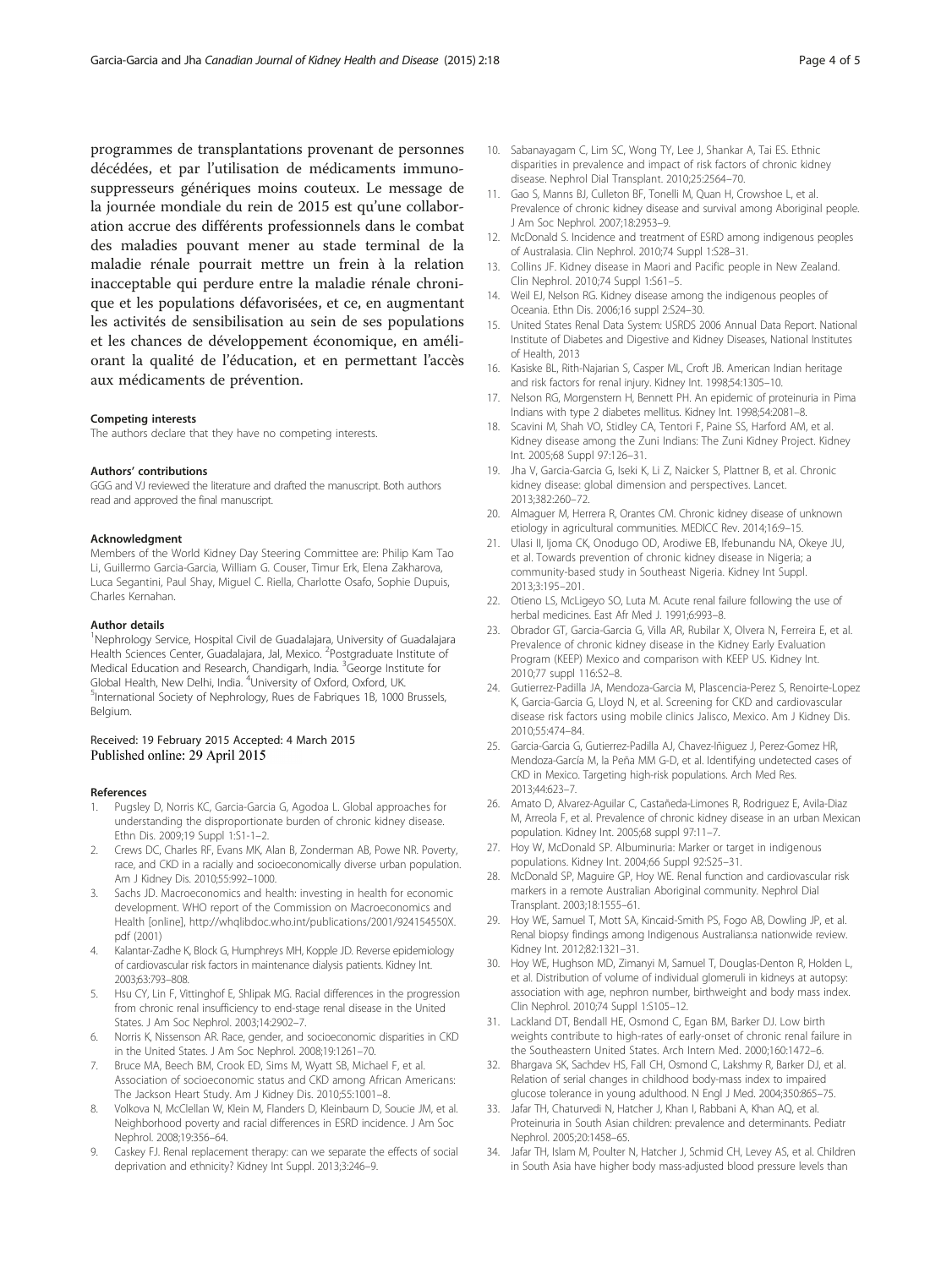programmes de transplantations provenant de personnes décédées, et par l'utilisation de médicaments immunosuppresseurs génériques moins couteux. Le message de la journée mondiale du rein de 2015 est qu'une collaboration accrue des différents professionnels dans le combat des maladies pouvant mener au stade terminal de la maladie rénale pourrait mettre un frein à la relation inacceptable qui perdure entre la maladie rénale chronique et les populations défavorisées, et ce, en augmentant les activités de sensibilisation au sein de ses populations et les chances de développement économique, en améliorant la qualité de l'éducation, et en permettant l'accès aux médicaments de prévention.

#### Competing interests

The authors declare that they have no competing interests.

#### Authors' contributions

GGG and VJ reviewed the literature and drafted the manuscript. Both authors read and approved the final manuscript.

#### Acknowledgment

Members of the World Kidney Day Steering Committee are: Philip Kam Tao Li, Guillermo Garcia-Garcia, William G. Couser, Timur Erk, Elena Zakharova, Luca Segantini, Paul Shay, Miguel C. Riella, Charlotte Osafo, Sophie Dupuis, Charles Kernahan.

#### Author details

[1]Nephrology Service, Hospital Civil de Guadalajara, University of Guadalajara Health Sciences Center, Guadalajara, Jal, Mexico. [2]Postgraduate Institute of Medical Education and Research, Chandigarh, India. [3]George Institute for Global Health, New Delhi, India. [4]University of Oxford, Oxford, UK. [5]International Society of Nephrology, Rues de Fabriques 1B, 1000 Brussels, Belgium.

Received: 19 February 2015 Accepted: 4 March 2015
Published online: 29 April 2015

#### References

1. Pugsley D, Norris KC, Garcia-Garcia G, Agodoa L. Global approaches for understanding the disproportionate burden of chronic kidney disease. Ethn Dis. 2009;19 Suppl 1:S1-1–2.
2. Crews DC, Charles RF, Evans MK, Alan B, Zonderman AB, Powe NR. Poverty, race, and CKD in a racially and socioeconomically diverse urban population. Am J Kidney Dis. 2010;55:992–1000.
3. Sachs JD. Macroeconomics and health: investing in health for economic development. WHO report of the Commission on Macroeconomics and Health [online], http://whqlibdoc.who.int/publications/2001/924154550X.pdf (2001)
4. Kalantar-Zadhe K, Block G, Humphreys MH, Kopple JD. Reverse epidemiology of cardiovascular risk factors in maintenance dialysis patients. Kidney Int. 2003;63:793–808.
5. Hsu CY, Lin F, Vittinghof E, Shlipak MG. Racial differences in the progression from chronic renal insufficiency to end-stage renal disease in the United States. J Am Soc Nephrol. 2003;14:2902–7.
6. Norris K, Nissenson AR. Race, gender, and socioeconomic disparities in CKD in the United States. J Am Soc Nephrol. 2008;19:1261–70.
7. Bruce MA, Beech BM, Crook ED, Sims M, Wyatt SB, Michael F, et al. Association of socioeconomic status and CKD among African Americans: The Jackson Heart Study. Am J Kidney Dis. 2010;55:1001–8.
8. Volkova N, McClellan W, Klein M, Flanders D, Kleinbaum D, Soucie JM, et al. Neighborhood poverty and racial differences in ESRD incidence. J Am Soc Nephrol. 2008;19:356–64.
9. Caskey FJ. Renal replacement therapy: can we separate the effects of social deprivation and ethnicity? Kidney Int Suppl. 2013;3:246–9.
10. Sabanayagam C, Lim SC, Wong TY, Lee J, Shankar A, Tai ES. Ethnic disparities in prevalence and impact of risk factors of chronic kidney disease. Nephrol Dial Transplant. 2010;25:2564–70.
11. Gao S, Manns BJ, Culleton BF, Tonelli M, Quan H, Crowshoe L, et al. Prevalence of chronic kidney disease and survival among Aboriginal people. J Am Soc Nephrol. 2007;18:2953–9.
12. McDonald S. Incidence and treatment of ESRD among indigenous peoples of Australasia. Clin Nephrol. 2010;74 Suppl 1:S28–31.
13. Collins JF. Kidney disease in Maori and Pacific people in New Zealand. Clin Nephrol. 2010;74 Suppl 1:S61–5.
14. Weil EJ, Nelson RG. Kidney disease among the indigenous peoples of Oceania. Ethn Dis. 2006;16 suppl 2:S24–30.
15. United States Renal Data System: USRDS 2006 Annual Data Report. National Institute of Diabetes and Digestive and Kidney Diseases, National Institutes of Health, 2013
16. Kasiske BL, Rith-Najarian S, Casper ML, Croft JB. American Indian heritage and risk factors for renal injury. Kidney Int. 1998;54:1305–10.
17. Nelson RG, Morgenstern H, Bennett PH. An epidemic of proteinuria in Pima Indians with type 2 diabetes mellitus. Kidney Int. 1998;54:2081–8.
18. Scavini M, Shah VO, Stidley CA, Tentori F, Paine SS, Harford AM, et al. Kidney disease among the Zuni Indians: The Zuni Kidney Project. Kidney Int. 2005;68 Suppl 97:126–31.
19. Jha V, Garcia-Garcia G, Iseki K, Li Z, Naicker S, Plattner B, et al. Chronic kidney disease: global dimension and perspectives. Lancet. 2013;382:260–72.
20. Almaguer M, Herrera R, Orantes CM. Chronic kidney disease of unknown etiology in agricultural communities. MEDICC Rev. 2014;16:9–15.
21. Ulasi II, Ijoma CK, Onodugo OD, Arodiwe EB, Ifebunandu NA, Okeye JU, et al. Towards prevention of chronic kidney disease in Nigeria; a community-based study in Southeast Nigeria. Kidney Int Suppl. 2013;3:195–201.
22. Otieno LS, McLigeyo SO, Luta M. Acute renal failure following the use of herbal medicines. East Afr Med J. 1991;6:993–8.
23. Obrador GT, Garcia-Garcia G, Villa AR, Rubilar X, Olvera N, Ferreira E, et al. Prevalence of chronic kidney disease in the Kidney Early Evaluation Program (KEEP) Mexico and comparison with KEEP US. Kidney Int. 2010;77 suppl 116:S2–8.
24. Gutierrez-Padilla JA, Mendoza-Garcia M, Plascencia-Perez S, Renoirte-Lopez K, Garcia-Garcia G, Lloyd N, et al. Screening for CKD and cardiovascular disease risk factors using mobile clinics Jalisco, Mexico. Am J Kidney Dis. 2010;55:474–84.
25. Garcia-Garcia G, Gutierrez-Padilla AJ, Chavez-Iñiguez J, Perez-Gomez HR, Mendoza-García M, la Peña MM G-D, et al. Identifying undetected cases of CKD in Mexico. Targeting high-risk populations. Arch Med Res. 2013;44:623–7.
26. Amato D, Alvarez-Aguilar C, Castañeda-Limones R, Rodriguez E, Avila-Diaz M, Arreola F, et al. Prevalence of chronic kidney disease in an urban Mexican population. Kidney Int. 2005;68 suppl 97:11–7.
27. Hoy W, McDonald SP. Albuminuria: Marker or target in indigenous populations. Kidney Int. 2004;66 Suppl 92:S25–31.
28. McDonald SP, Maguire GP, Hoy WE. Renal function and cardiovascular risk markers in a remote Australian Aboriginal community. Nephrol Dial Transplant. 2003;18:1555–61.
29. Hoy WE, Samuel T, Mott SA, Kincaid-Smith PS, Fogo AB, Dowling JP, et al. Renal biopsy findings among Indigenous Australians:a nationwide review. Kidney Int. 2012;82:1321–31.
30. Hoy WE, Hughson MD, Zimanyi M, Samuel T, Douglas-Denton R, Holden L, et al. Distribution of volume of individual glomeruli in kidneys at autopsy: association with age, nephron number, birthweight and body mass index. Clin Nephrol. 2010;74 Suppl 1:S105–12.
31. Lackland DT, Bendall HE, Osmond C, Egan BM, Barker DJ. Low birth weights contribute to high-rates of early-onset of chronic renal failure in the Southeastern United States. Arch Intern Med. 2000;160:1472–6.
32. Bhargava SK, Sachdev HS, Fall CH, Osmond C, Lakshmy R, Barker DJ, et al. Relation of serial changes in childhood body-mass index to impaired glucose tolerance in young adulthood. N Engl J Med. 2004;350:865–75.
33. Jafar TH, Chaturvedi N, Hatcher J, Khan I, Rabbani A, Khan AQ, et al. Proteinuria in South Asian children: prevalence and determinants. Pediatr Nephrol. 2005;20:1458–65.
34. Jafar TH, Islam M, Poulter N, Hatcher J, Schmid CH, Levey AS, et al. Children in South Asia have higher body mass-adjusted blood pressure levels than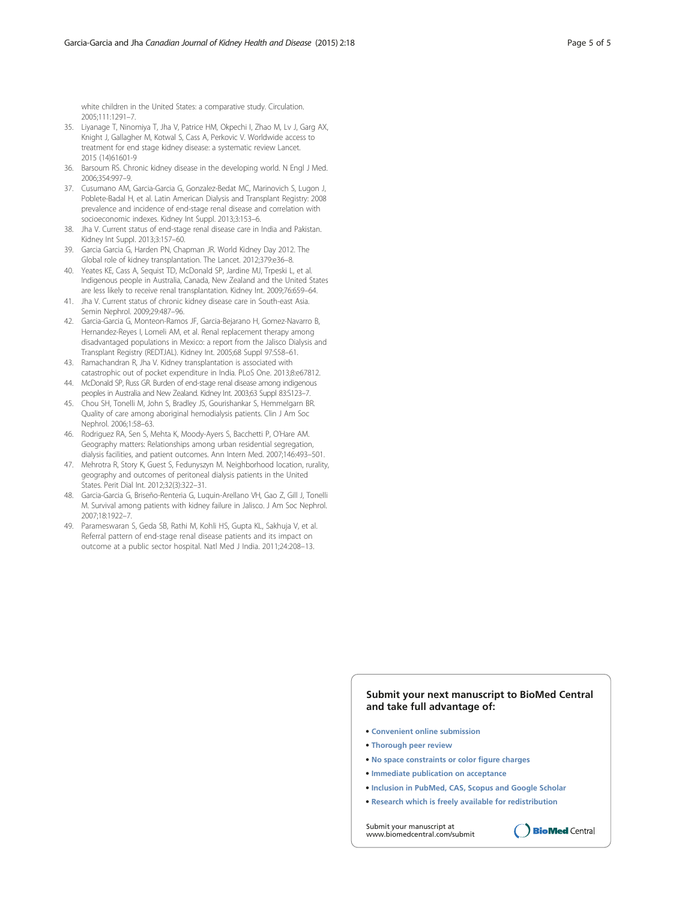white children in the United States: a comparative study. Circulation. 2005;111:1291–7.

35. Liyanage T, Ninomiya T, Jha V, Patrice HM, Okpechi I, Zhao M, Lv J, Garg AX, Knight J, Gallagher M, Kotwal S, Cass A, Perkovic V. Worldwide access to treatment for end stage kidney disease: a systematic review Lancet. 2015 (14)61601-9
36. Barsoum RS. Chronic kidney disease in the developing world. N Engl J Med. 2006;354:997–9.
37. Cusumano AM, Garcia-Garcia G, Gonzalez-Bedat MC, Marinovich S, Lugon J, Poblete-Badal H, et al. Latin American Dialysis and Transplant Registry: 2008 prevalence and incidence of end-stage renal disease and correlation with socioeconomic indexes. Kidney Int Suppl. 2013;3:153–6.
38. Jha V. Current status of end-stage renal disease care in India and Pakistan. Kidney Int Suppl. 2013;3:157–60.
39. Garcia Garcia G, Harden PN, Chapman JR. World Kidney Day 2012. The Global role of kidney transplantation. The Lancet. 2012;379:e36–8.
40. Yeates KE, Cass A, Sequist TD, McDonald SP, Jardine MJ, Trpeski L, et al. Indigenous people in Australia, Canada, New Zealand and the United States are less likely to receive renal transplantation. Kidney Int. 2009;76:659–64.
41. Jha V. Current status of chronic kidney disease care in South-east Asia. Semin Nephrol. 2009;29:487–96.
42. Garcia-Garcia G, Monteon-Ramos JF, Garcia-Bejarano H, Gomez-Navarro B, Hernandez-Reyes I, Lomeli AM, et al. Renal replacement therapy among disadvantaged populations in Mexico: a report from the Jalisco Dialysis and Transplant Registry (REDTJAL). Kidney Int. 2005;68 Suppl 97:S58–61.
43. Ramachandran R, Jha V. Kidney transplantation is associated with catastrophic out of pocket expenditure in India. PLoS One. 2013;8:e67812.
44. McDonald SP, Russ GR. Burden of end-stage renal disease among indigenous peoples in Australia and New Zealand. Kidney Int. 2003;63 Suppl 83:S123–7.
45. Chou SH, Tonelli M, John S, Bradley JS, Gourishankar S, Hemmelgarn BR. Quality of care among aboriginal hemodialysis patients. Clin J Am Soc Nephrol. 2006;1:58–63.
46. Rodriguez RA, Sen S, Mehta K, Moody-Ayers S, Bacchetti P, O'Hare AM. Geography matters: Relationships among urban residential segregation, dialysis facilities, and patient outcomes. Ann Intern Med. 2007;146:493–501.
47. Mehrotra R, Story K, Guest S, Fedunyszyn M. Neighborhood location, rurality, geography and outcomes of peritoneal dialysis patients in the United States. Perit Dial Int. 2012;32(3):322–31.
48. Garcia-Garcia G, Briseño-Renteria G, Luquin-Arellano VH, Gao Z, Gill J, Tonelli M. Survival among patients with kidney failure in Jalisco. J Am Soc Nephrol. 2007;18:1922–7.
49. Parameswaran S, Geda SB, Rathi M, Kohli HS, Gupta KL, Sakhuja V, et al. Referral pattern of end-stage renal disease patients and its impact on outcome at a public sector hospital. Natl Med J India. 2011;24:208–13.

**Submit your next manuscript to BioMed Central and take full advantage of:**

- **Convenient online submission**
- **Thorough peer review**
- **No space constraints or color figure charges**
- **Immediate publication on acceptance**
- **Inclusion in PubMed, CAS, Scopus and Google Scholar**
- **Research which is freely available for redistribution**

Submit your manuscript at
www.biomedcentral.com/submit

BioMed Central